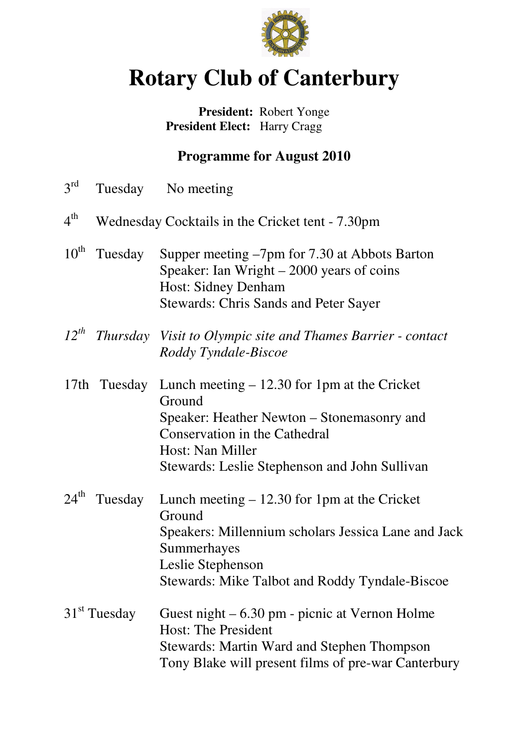# Rotary Club of Canterbury

**President:** Robert Yonge
**President Elect:** Harry Cragg

## Programme for August 2010

3rd Tuesday No meeting

4th Wednesday Cocktails in the Cricket tent - 7.30pm

10th Tuesday Supper meeting –7pm for 7.30 at Abbots Barton
Speaker: Ian Wright – 2000 years of coins
Host: Sidney Denham
Stewards: Chris Sands and Peter Sayer

*12th Thursday Visit to Olympic site and Thames Barrier - contact Roddy Tyndale-Biscoe*

17th Tuesday Lunch meeting – 12.30 for 1pm at the Cricket Ground
Speaker: Heather Newton – Stonemasonry and Conservation in the Cathedral
Host: Nan Miller
Stewards: Leslie Stephenson and John Sullivan

24th Tuesday Lunch meeting – 12.30 for 1pm at the Cricket Ground
Speakers: Millennium scholars Jessica Lane and Jack Summerhayes
Leslie Stephenson
Stewards: Mike Talbot and Roddy Tyndale-Biscoe

31st Tuesday Guest night – 6.30 pm - picnic at Vernon Holme
Host: The President
Stewards: Martin Ward and Stephen Thompson
Tony Blake will present films of pre-war Canterbury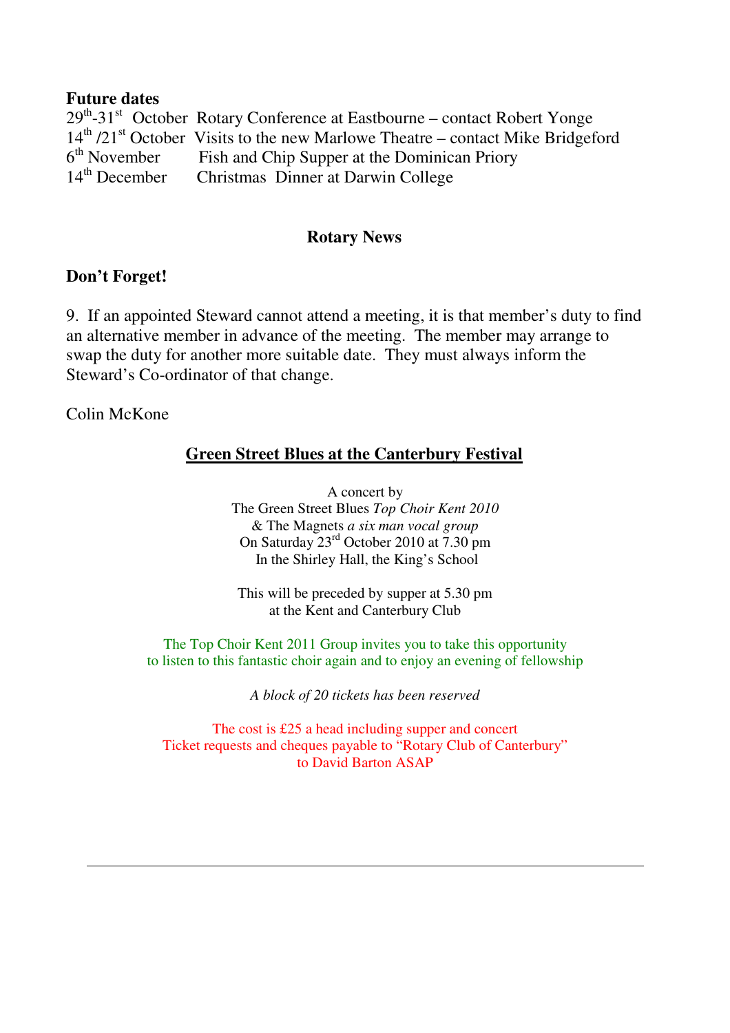**Future dates**

29th-31st October Rotary Conference at Eastbourne – contact Robert Yonge
14th /21st October Visits to the new Marlowe Theatre – contact Mike Bridgeford
6th November Fish and Chip Supper at the Dominican Priory
14th December Christmas Dinner at Darwin College

## Rotary News

**Don't Forget!**

9. If an appointed Steward cannot attend a meeting, it is that member's duty to find an alternative member in advance of the meeting. The member may arrange to swap the duty for another more suitable date. They must always inform the Steward's Co-ordinator of that change.

Colin McKone

## **Green Street Blues at the Canterbury Festival**

A concert by
The Green Street Blues *Top Choir Kent 2010*
& The Magnets *a six man vocal group*
On Saturday 23rd October 2010 at 7.30 pm
In the Shirley Hall, the King's School

This will be preceded by supper at 5.30 pm
at the Kent and Canterbury Club

The Top Choir Kent 2011 Group invites you to take this opportunity
to listen to this fantastic choir again and to enjoy an evening of fellowship

*A block of 20 tickets has been reserved*

The cost is £25 a head including supper and concert
Ticket requests and cheques payable to "Rotary Club of Canterbury"
to David Barton ASAP